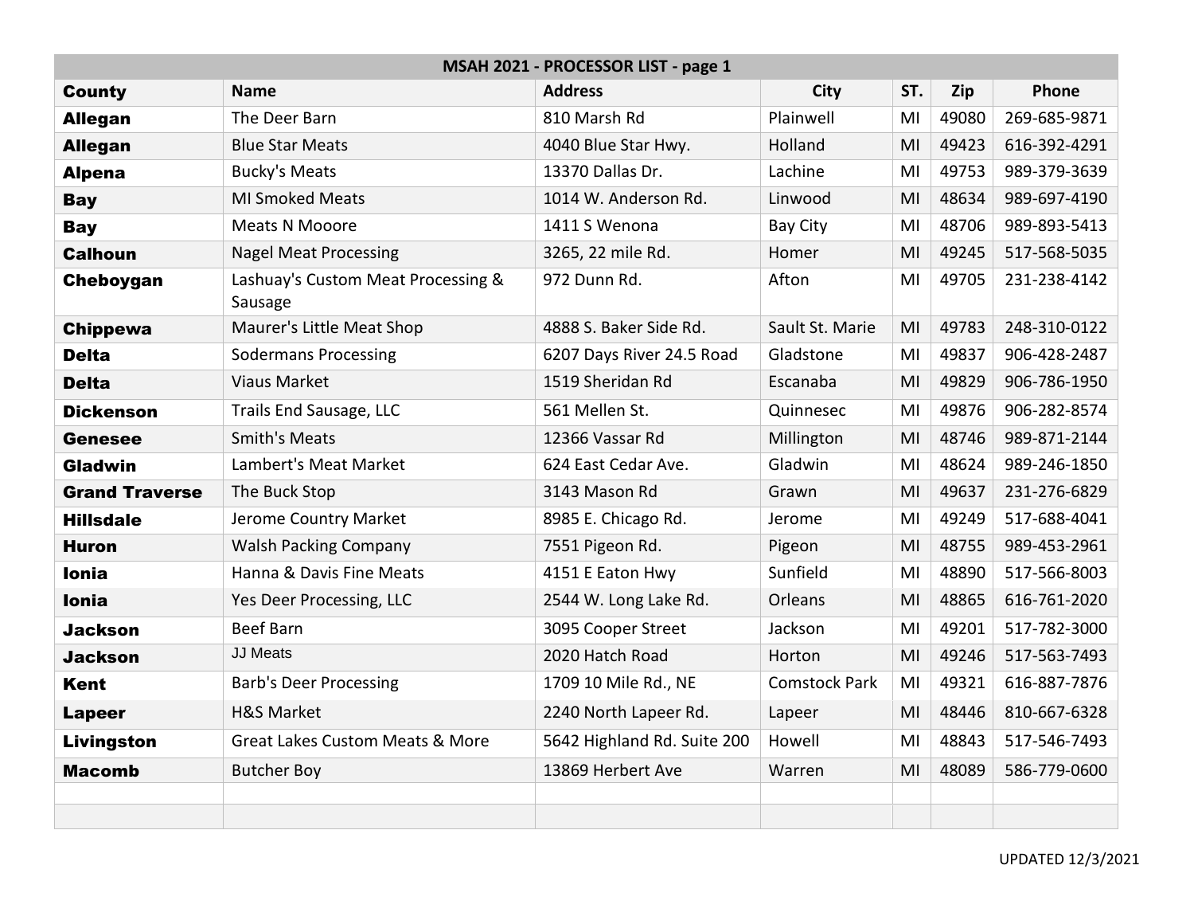| MSAH 2021 - PROCESSOR LIST - page 1 | | | | | | |
|---|---|---|---|---|---|---|
| **County** | **Name** | **Address** | **City** | **ST.** | **Zip** | **Phone** |
| **Allegan** | The Deer Barn | 810 Marsh Rd | Plainwell | MI | 49080 | 269-685-9871 |
| **Allegan** | Blue Star Meats | 4040 Blue Star Hwy. | Holland | MI | 49423 | 616-392-4291 |
| **Alpena** | Bucky's Meats | 13370 Dallas Dr. | Lachine | MI | 49753 | 989-379-3639 |
| **Bay** | MI Smoked Meats | 1014 W. Anderson Rd. | Linwood | MI | 48634 | 989-697-4190 |
| **Bay** | Meats N Mooore | 1411 S Wenona | Bay City | MI | 48706 | 989-893-5413 |
| **Calhoun** | Nagel Meat Processing | 3265, 22 mile Rd. | Homer | MI | 49245 | 517-568-5035 |
| **Cheboygan** | Lashuay's Custom Meat Processing & Sausage | 972 Dunn Rd. | Afton | MI | 49705 | 231-238-4142 |
| **Chippewa** | Maurer's Little Meat Shop | 4888 S. Baker Side Rd. | Sault St. Marie | MI | 49783 | 248-310-0122 |
| **Delta** | Sodermans Processing | 6207 Days River 24.5 Road | Gladstone | MI | 49837 | 906-428-2487 |
| **Delta** | Viaus Market | 1519 Sheridan Rd | Escanaba | MI | 49829 | 906-786-1950 |
| **Dickenson** | Trails End Sausage, LLC | 561 Mellen St. | Quinnesec | MI | 49876 | 906-282-8574 |
| **Genesee** | Smith's Meats | 12366 Vassar Rd | Millington | MI | 48746 | 989-871-2144 |
| **Gladwin** | Lambert's Meat Market | 624 East Cedar Ave. | Gladwin | MI | 48624 | 989-246-1850 |
| **Grand Traverse** | The Buck Stop | 3143 Mason Rd | Grawn | MI | 49637 | 231-276-6829 |
| **Hillsdale** | Jerome Country Market | 8985 E. Chicago Rd. | Jerome | MI | 49249 | 517-688-4041 |
| **Huron** | Walsh Packing Company | 7551 Pigeon Rd. | Pigeon | MI | 48755 | 989-453-2961 |
| **Ionia** | Hanna & Davis Fine Meats | 4151 E Eaton Hwy | Sunfield | MI | 48890 | 517-566-8003 |
| **Ionia** | Yes Deer Processing, LLC | 2544 W. Long Lake Rd. | Orleans | MI | 48865 | 616-761-2020 |
| **Jackson** | Beef Barn | 3095 Cooper Street | Jackson | MI | 49201 | 517-782-3000 |
| **Jackson** | JJ Meats | 2020 Hatch Road | Horton | MI | 49246 | 517-563-7493 |
| **Kent** | Barb's Deer Processing | 1709 10 Mile Rd., NE | Comstock Park | MI | 49321 | 616-887-7876 |
| **Lapeer** | H&S Market | 2240 North Lapeer Rd. | Lapeer | MI | 48446 | 810-667-6328 |
| **Livingston** | Great Lakes Custom Meats & More | 5642 Highland Rd. Suite 200 | Howell | MI | 48843 | 517-546-7493 |
| **Macomb** | Butcher Boy | 13869 Herbert Ave | Warren | MI | 48089 | 586-779-0600 |
| | | | | | | |
| | | | | | | |

UPDATED 12/3/2021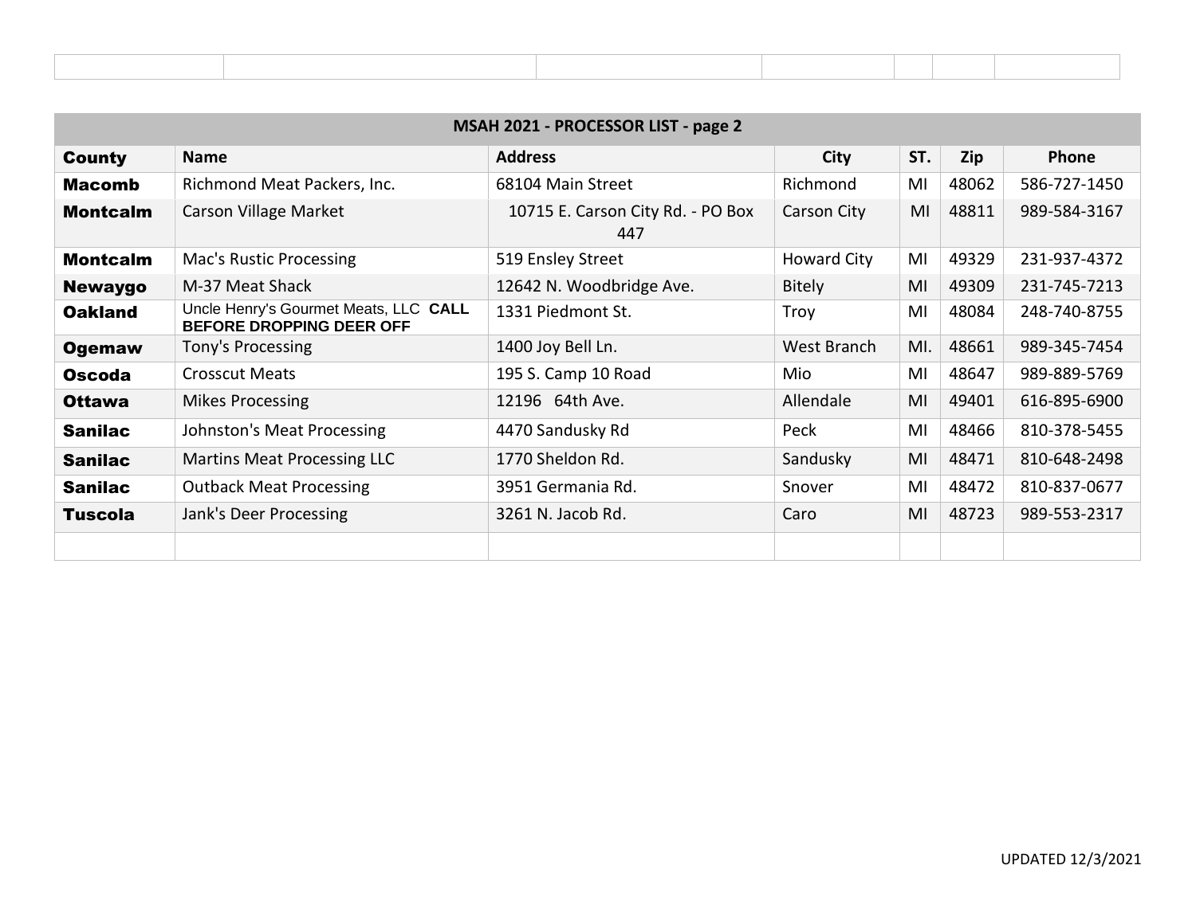| MSAH 2021 - PROCESSOR LIST - page 2 | | | | | | |
|---|---|---|---|---|---|---|
| **County** | **Name** | **Address** | **City** | **ST.** | **Zip** | **Phone** |
| **Macomb** | Richmond Meat Packers, Inc. | 68104 Main Street | Richmond | MI | 48062 | 586-727-1450 |
| **Montcalm** | Carson Village Market | 10715 E. Carson City Rd. - PO Box 447 | Carson City | MI | 48811 | 989-584-3167 |
| **Montcalm** | Mac's Rustic Processing | 519 Ensley Street | Howard City | MI | 49329 | 231-937-4372 |
| **Newaygo** | M-37 Meat Shack | 12642 N. Woodbridge Ave. | Bitely | MI | 49309 | 231-745-7213 |
| **Oakland** | Uncle Henry's Gourmet Meats, LLC **CALL BEFORE DROPPING DEER OFF** | 1331 Piedmont St. | Troy | MI | 48084 | 248-740-8755 |
| **Ogemaw** | Tony's Processing | 1400 Joy Bell Ln. | West Branch | MI. | 48661 | 989-345-7454 |
| **Oscoda** | Crosscut Meats | 195 S. Camp 10 Road | Mio | MI | 48647 | 989-889-5769 |
| **Ottawa** | Mikes Processing | 12196 64th Ave. | Allendale | MI | 49401 | 616-895-6900 |
| **Sanilac** | Johnston's Meat Processing | 4470 Sandusky Rd | Peck | MI | 48466 | 810-378-5455 |
| **Sanilac** | Martins Meat Processing LLC | 1770 Sheldon Rd. | Sandusky | MI | 48471 | 810-648-2498 |
| **Sanilac** | Outback Meat Processing | 3951 Germania Rd. | Snover | MI | 48472 | 810-837-0677 |
| **Tuscola** | Jank's Deer Processing | 3261 N. Jacob Rd. | Caro | MI | 48723 | 989-553-2317 |
| | | | | | | |

UPDATED 12/3/2021